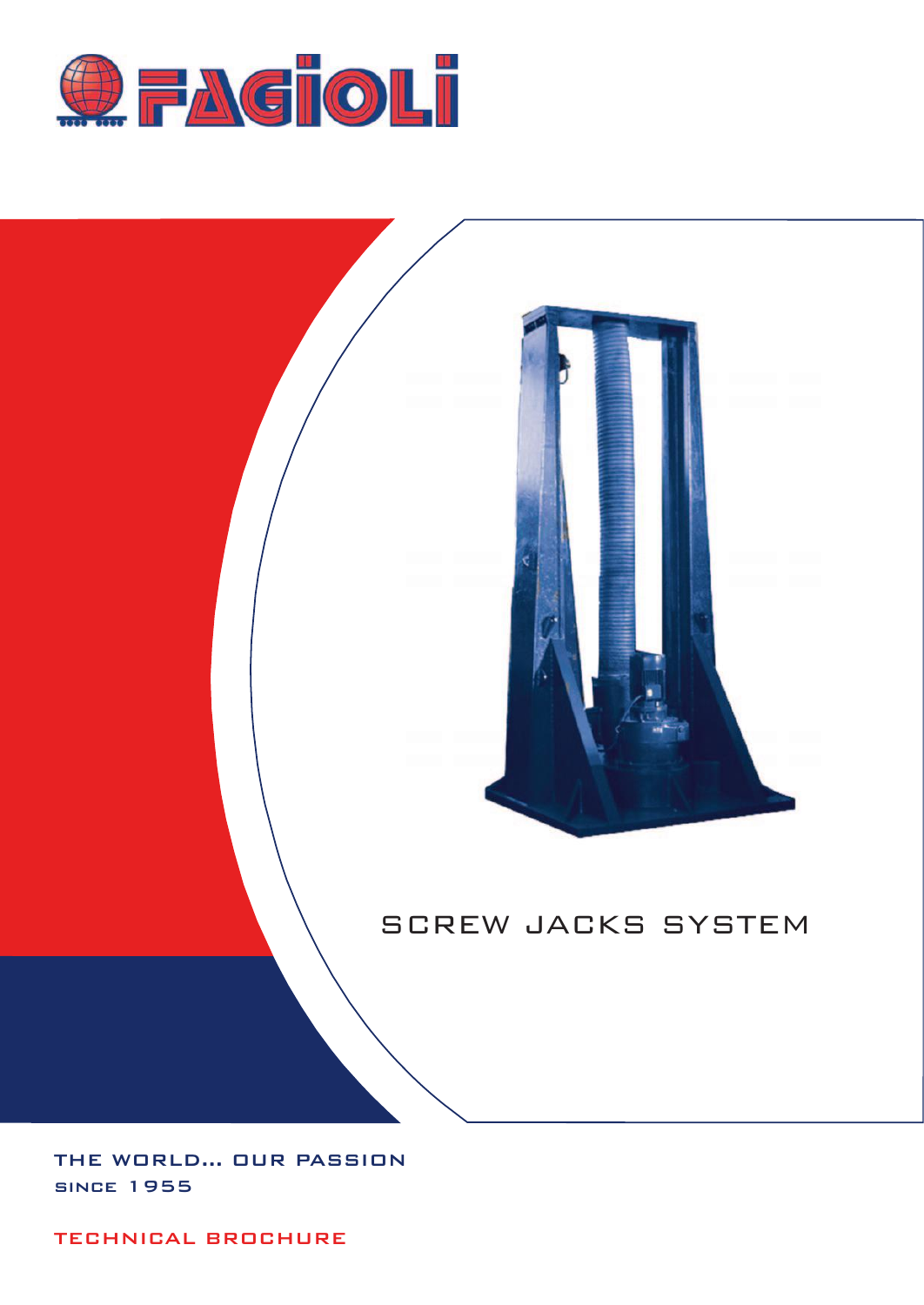# FAGIOLI

## SCREW JACKS SYSTEM

THE WORLD... OUR PASSION

SINCE 1955

TECHNICAL BROCHURE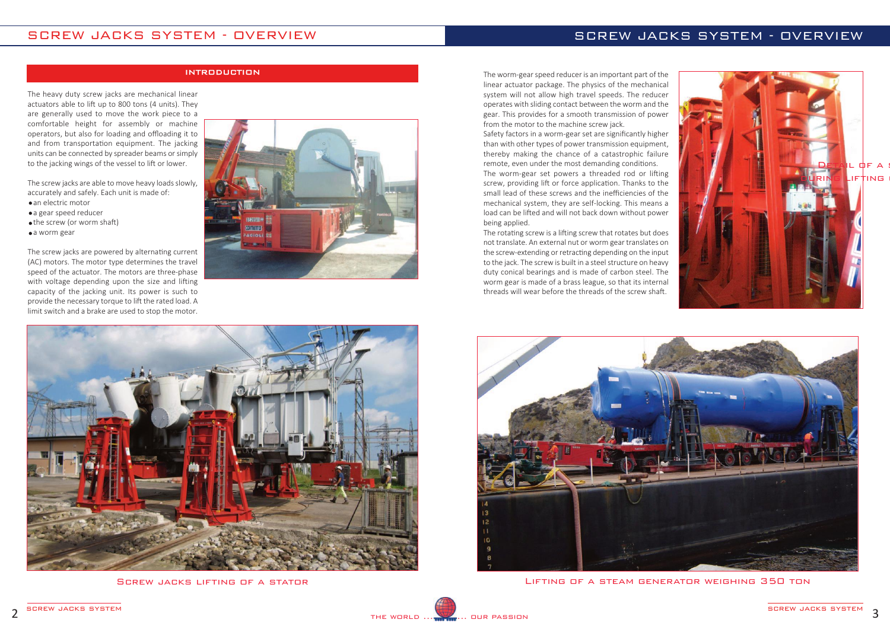# SCREW JACKS SYSTEM - OVERVIEW

## INTRODUCTION

The heavy duty screw jacks are mechanical linear actuators able to lift up to 800 tons (4 units). They are generally used to move the work piece to a comfortable height for assembly or machine operators, but also for loading and offloading it to and from transportation equipment. The jacking units can be connected by spreader beams or simply to the jacking wings of the vessel to lift or lower.

The screw jacks are able to move heavy loads slowly, accurately and safely. Each unit is made of:

- an electric motor
- a gear speed reducer
- the screw (or worm shaft)
- a worm gear

The screw jacks are powered by alternating current (AC) motors. The motor type determines the travel speed of the actuator. The motors are three-phase with voltage depending upon the size and lifting capacity of the jacking unit. Its power is such to provide the necessary torque to lift the rated load. A limit switch and a brake are used to stop the motor.

Screw jacks lifting of a stator

The worm-gear speed reducer is an important part of the linear actuator package. The physics of the mechanical system will not allow high travel speeds. The reducer operates with sliding contact between the worm and the gear. This provides for a smooth transmission of power from the motor to the machine screw jack.
Safety factors in a worm-gear set are significantly higher than with other types of power transmission equipment, thereby making the chance of a catastrophic failure remote, even under the most demanding conditions.
The worm-gear set powers a threaded rod or lifting screw, providing lift or force application. Thanks to the small lead of these screws and the inefficiencies of the mechanical system, they are self-locking. This means a load can be lifted and will not back down without power being applied.
The rotating screw is a lifting screw that rotates but does not translate. An external nut or worm gear translates on the screw-extending or retracting depending on the input to the jack. The screw is built in a steel structure on heavy duty conical bearings and is made of carbon steel. The worm gear is made of a brass league, so that its internal threads will wear before the threads of the screw shaft.

Detail of a s... during lifting ...

Lifting of a steam generator weighing 350 ton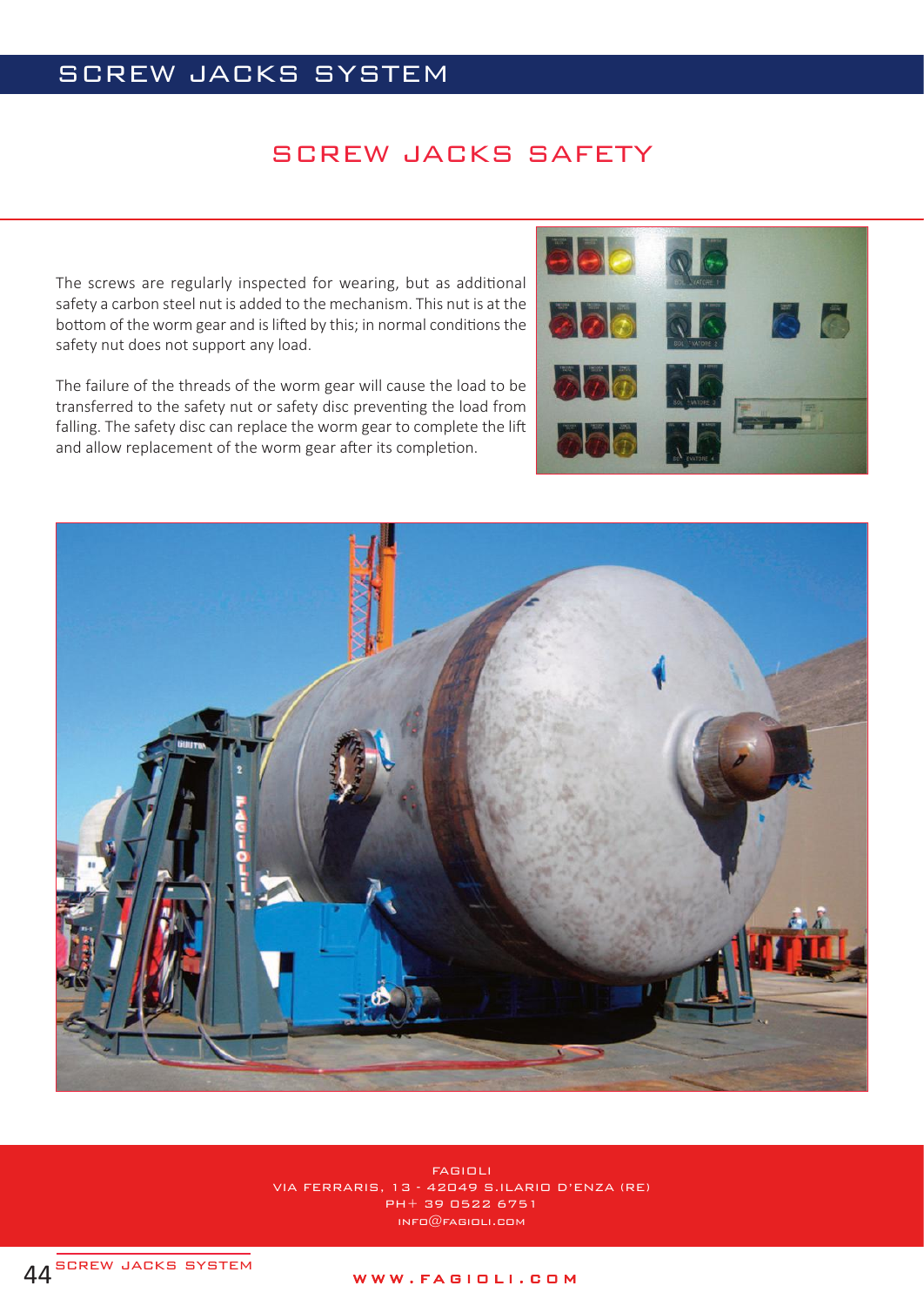# SCREW JACKS SYSTEM

## SCREW JACKS SAFETY

The screws are regularly inspected for wearing, but as additional safety a carbon steel nut is added to the mechanism. This nut is at the bottom of the worm gear and is lifted by this; in normal conditions the safety nut does not support any load.

The failure of the threads of the worm gear will cause the load to be transferred to the safety nut or safety disc preventing the load from falling. The safety disc can replace the worm gear to complete the lift and allow replacement of the worm gear after its completion.

FAGIOLI
VIA FERRARIS, 13 - 42049 S.ILARIO D'ENZA (RE)
PH+ 39 0522 6751
INFO@FAGIOLI.COM

WWW.FAGIOLI.COM